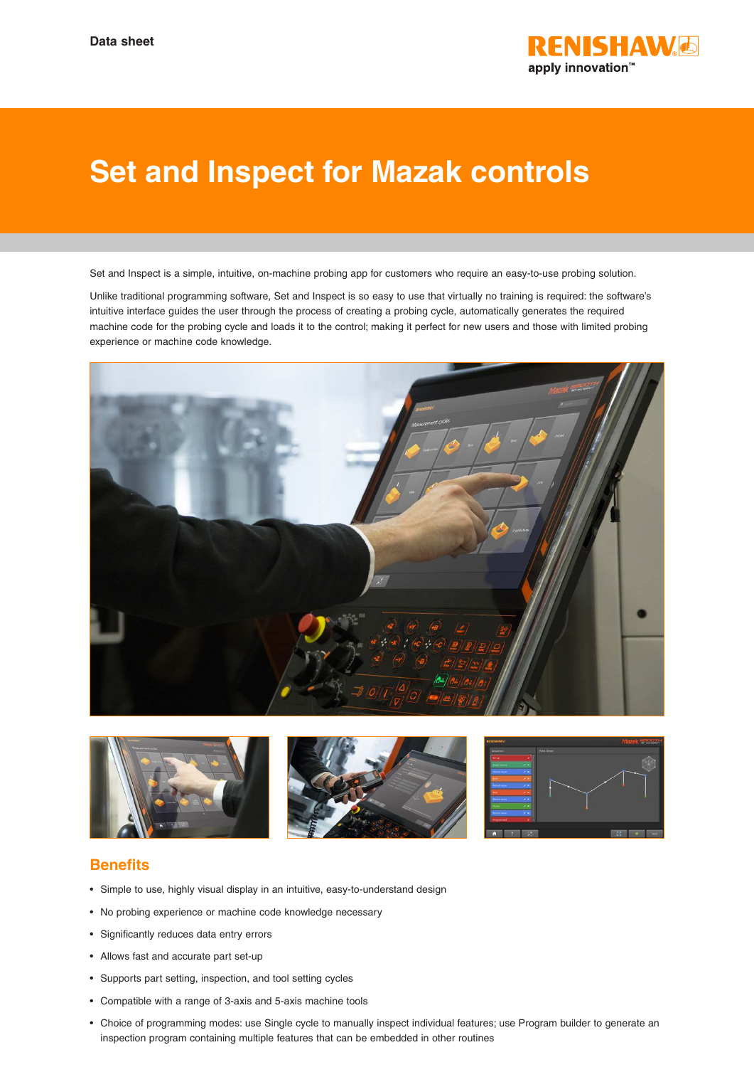Data sheet

# Set and Inspect for Mazak controls

Set and Inspect is a simple, intuitive, on-machine probing app for customers who require an easy-to-use probing solution.

Unlike traditional programming software, Set and Inspect is so easy to use that virtually no training is required: the software's intuitive interface guides the user through the process of creating a probing cycle, automatically generates the required machine code for the probing cycle and loads it to the control; making it perfect for new users and those with limited probing experience or machine code knowledge.

## Benefits

- Simple to use, highly visual display in an intuitive, easy-to-understand design
- No probing experience or machine code knowledge necessary
- Significantly reduces data entry errors
- Allows fast and accurate part set-up
- Supports part setting, inspection, and tool setting cycles
- Compatible with a range of 3-axis and 5-axis machine tools
- Choice of programming modes: use Single cycle to manually inspect individual features; use Program builder to generate an inspection program containing multiple features that can be embedded in other routines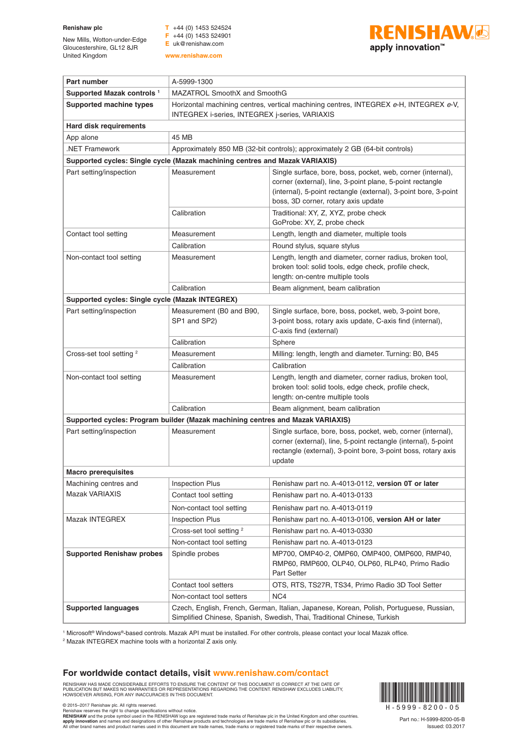**Renishaw plc**

New Mills, Wotton-under-Edge
Gloucestershire, GL12 8JR
United Kingdom

**T** +44 (0) 1453 524524
**F** +44 (0) 1453 524901
**E** uk@renishaw.com

**www.renishaw.com**

**RENISHAW** apply innovation™

| | | |
|---|---|---|
| **Part number** | A-5999-1300 | |
| **Supported Mazak controls** [1] | MAZATROL SmoothX and SmoothG | |
| **Supported machine types** | Horizontal machining centres, vertical machining centres, INTEGREX *e*-H, INTEGREX *e*-V, INTEGREX i-series, INTEGREX j-series, VARIAXIS | |
| **Hard disk requirements** | | |
| App alone | 45 MB | |
| .NET Framework | Approximately 850 MB (32-bit controls); approximately 2 GB (64-bit controls) | |
| **Supported cycles: Single cycle (Mazak machining centres and Mazak VARIAXIS)** | | |
| Part setting/inspection | Measurement | Single surface, bore, boss, pocket, web, corner (internal), corner (external), line, 3-point plane, 5-point rectangle (internal), 5-point rectangle (external), 3-point bore, 3-point boss, 3D corner, rotary axis update |
| | Calibration | Traditional: XY, Z, XYZ, probe check<br>GoProbe: XY, Z, probe check |
| Contact tool setting | Measurement | Length, length and diameter, multiple tools |
| | Calibration | Round stylus, square stylus |
| Non-contact tool setting | Measurement | Length, length and diameter, corner radius, broken tool, broken tool: solid tools, edge check, profile check, length: on-centre multiple tools |
| | Calibration | Beam alignment, beam calibration |
| **Supported cycles: Single cycle (Mazak INTEGREX)** | | |
| Part setting/inspection | Measurement (B0 and B90, SP1 and SP2) | Single surface, bore, boss, pocket, web, 3-point bore, 3-point boss, rotary axis update, C-axis find (internal), C-axis find (external) |
| | Calibration | Sphere |
| Cross-set tool setting [2] | Measurement | Milling: length, length and diameter. Turning: B0, B45 |
| | Calibration | Calibration |
| Non-contact tool setting | Measurement | Length, length and diameter, corner radius, broken tool, broken tool: solid tools, edge check, profile check, length: on-centre multiple tools |
| | Calibration | Beam alignment, beam calibration |
| **Supported cycles: Program builder (Mazak machining centres and Mazak VARIAXIS)** | | |
| Part setting/inspection | Measurement | Single surface, bore, boss, pocket, web, corner (internal), corner (external), line, 5-point rectangle (internal), 5-point rectangle (external), 3-point bore, 3-point boss, rotary axis update |
| **Macro prerequisites** | | |
| Machining centres and Mazak VARIAXIS | Inspection Plus | Renishaw part no. A-4013-0112, **version 0T or later** |
| | Contact tool setting | Renishaw part no. A-4013-0133 |
| | Non-contact tool setting | Renishaw part no. A-4013-0119 |
| Mazak INTEGREX | Inspection Plus | Renishaw part no. A-4013-0106, **version AH or later** |
| | Cross-set tool setting [2] | Renishaw part no. A-4013-0330 |
| | Non-contact tool setting | Renishaw part no. A-4013-0123 |
| **Supported Renishaw probes** | Spindle probes | MP700, OMP40-2, OMP60, OMP400, OMP600, RMP40, RMP60, RMP600, OLP40, OLP60, RLP40, Primo Radio Part Setter |
| | Contact tool setters | OTS, RTS, TS27R, TS34, Primo Radio 3D Tool Setter |
| | Non-contact tool setters | NC4 |
| **Supported languages** | Czech, English, French, German, Italian, Japanese, Korean, Polish, Portuguese, Russian, Simplified Chinese, Spanish, Swedish, Thai, Traditional Chinese, Turkish | |

[1] Microsoft® Windows®-based controls. Mazak API must be installed. For other controls, please contact your local Mazak office.

[2] Mazak INTEGREX machine tools with a horizontal Z axis only.

## For worldwide contact details, visit www.renishaw.com/contact

RENISHAW HAS MADE CONSIDERABLE EFFORTS TO ENSURE THE CONTENT OF THIS DOCUMENT IS CORRECT AT THE DATE OF PUBLICATION BUT MAKES NO WARRANTIES OR REPRESENTATIONS REGARDING THE CONTENT. RENISHAW EXCLUDES LIABILITY, HOWSOEVER ARISING, FOR ANY INACCURACIES IN THIS DOCUMENT.

© 2015–2017 Renishaw plc. All rights reserved.
Renishaw reserves the right to change specifications without notice.
**RENISHAW** and the probe symbol used in the RENISHAW logo are registered trade marks of Renishaw plc in the United Kingdom and other countries. **apply innovation** and names and designations of other Renishaw products and technologies are trade marks of Renishaw plc or its subsidiaries.
All other brand names and product names used in this document are trade names, trade marks or registered trade marks of their respective owners.

H-5999-8200-05

Part no.: H-5999-8200-05-B
Issued: 03.2017